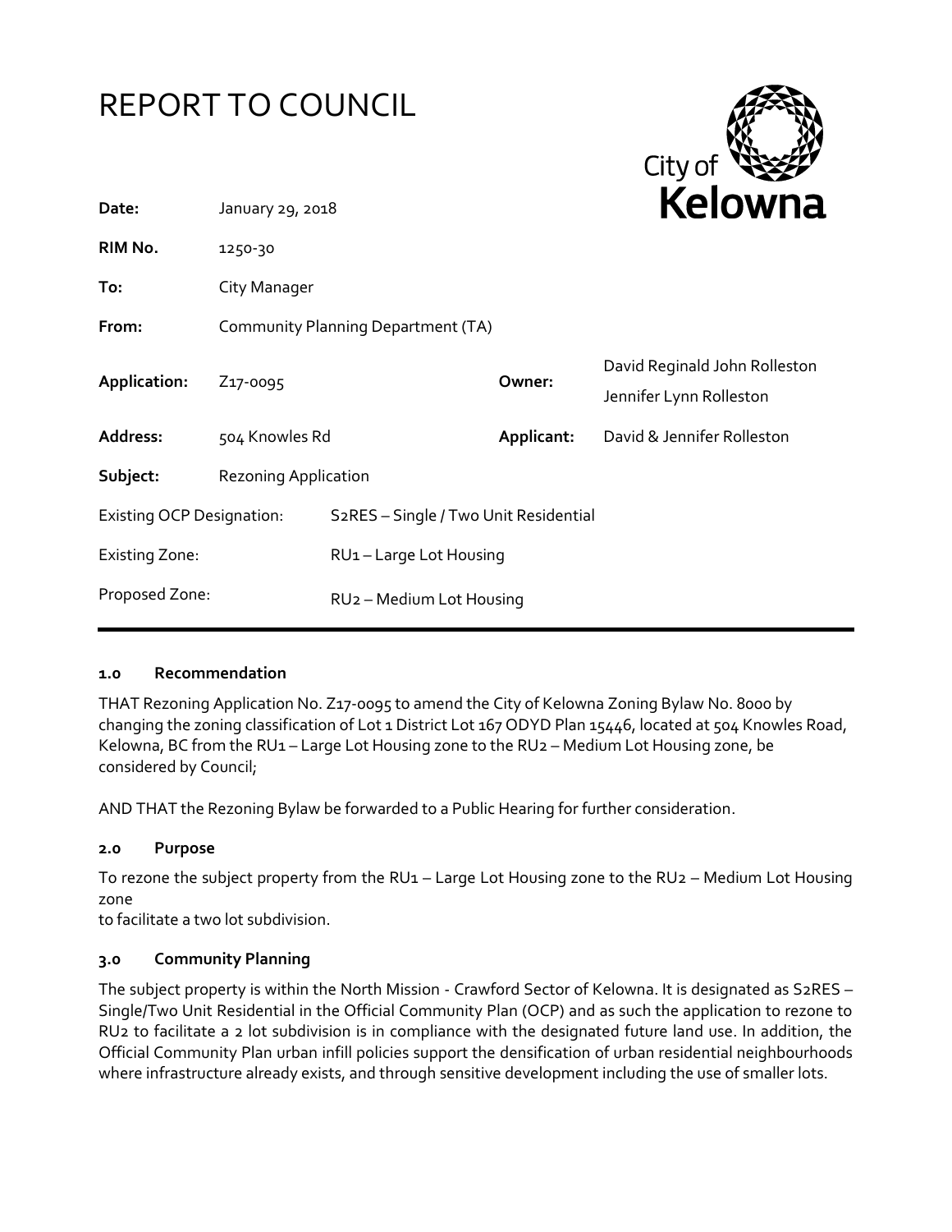# REPORT TO COUNCIL

City of Kelowna

| | | | |
|---|---|---|---|
| **Date:** | January 29, 2018 | | |
| **RIM No.** | 1250-30 | | |
| **To:** | City Manager | | |
| **From:** | Community Planning Department (TA) | | |
| **Application:** | Z17-0095 | **Owner:** | David Reginald John Rolleston<br>Jennifer Lynn Rolleston |
| **Address:** | 504 Knowles Rd | **Applicant:** | David & Jennifer Rolleston |
| **Subject:** | Rezoning Application | | |

| | |
|---|---|
| Existing OCP Designation: | S2RES – Single / Two Unit Residential |
| Existing Zone: | RU1 – Large Lot Housing |
| Proposed Zone: | RU2 – Medium Lot Housing |

### 1.0 Recommendation

THAT Rezoning Application No. Z17-0095 to amend the City of Kelowna Zoning Bylaw No. 8000 by changing the zoning classification of Lot 1 District Lot 167 ODYD Plan 15446, located at 504 Knowles Road, Kelowna, BC from the RU1 – Large Lot Housing zone to the RU2 – Medium Lot Housing zone, be considered by Council;

AND THAT the Rezoning Bylaw be forwarded to a Public Hearing for further consideration.

### 2.0 Purpose

To rezone the subject property from the RU1 – Large Lot Housing zone to the RU2 – Medium Lot Housing zone
to facilitate a two lot subdivision.

### 3.0 Community Planning

The subject property is within the North Mission - Crawford Sector of Kelowna. It is designated as S2RES – Single/Two Unit Residential in the Official Community Plan (OCP) and as such the application to rezone to RU2 to facilitate a 2 lot subdivision is in compliance with the designated future land use. In addition, the Official Community Plan urban infill policies support the densification of urban residential neighbourhoods where infrastructure already exists, and through sensitive development including the use of smaller lots.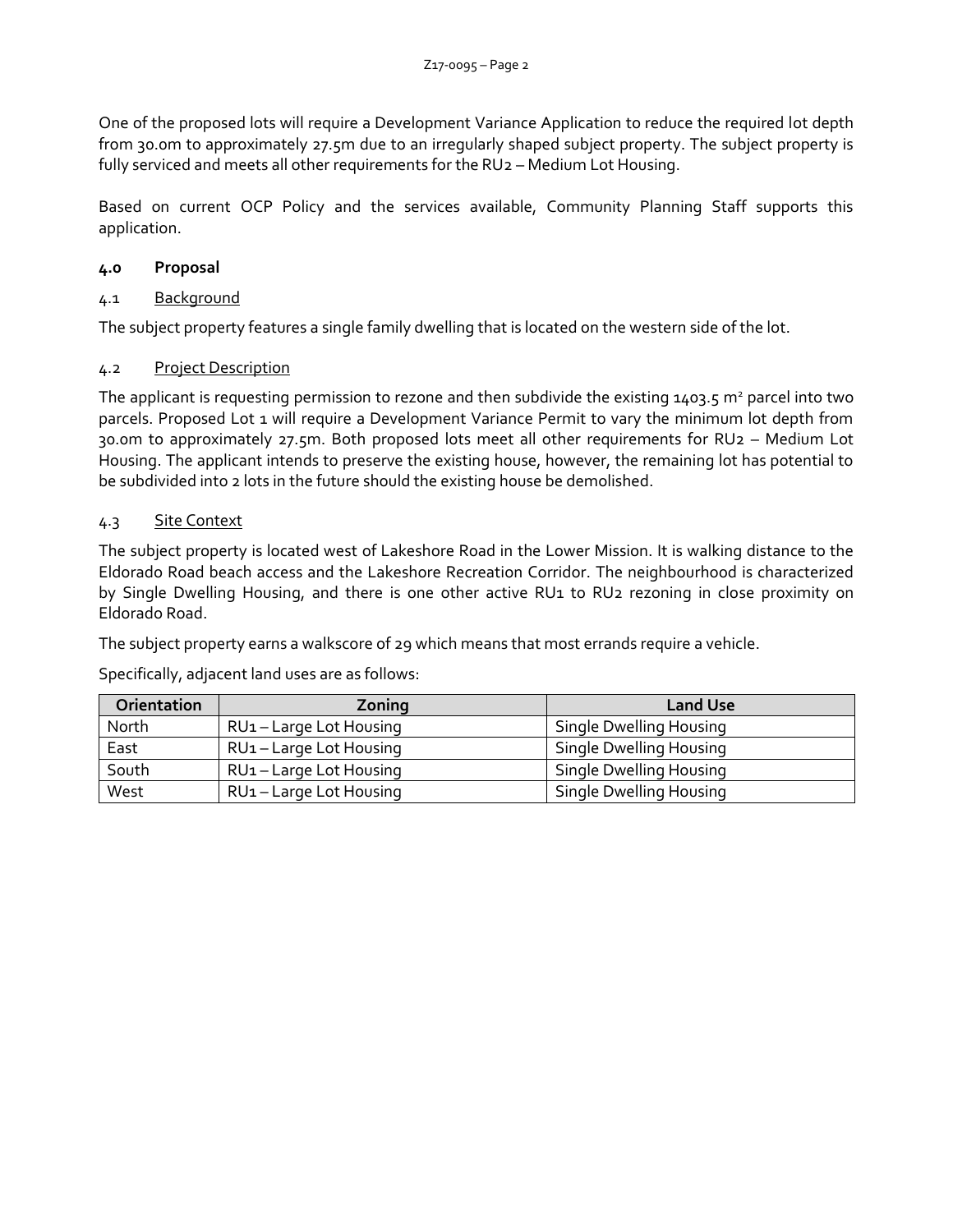One of the proposed lots will require a Development Variance Application to reduce the required lot depth from 30.0m to approximately 27.5m due to an irregularly shaped subject property. The subject property is fully serviced and meets all other requirements for the RU2 – Medium Lot Housing.

Based on current OCP Policy and the services available, Community Planning Staff supports this application.

## 4.0 Proposal

### 4.1 Background

The subject property features a single family dwelling that is located on the western side of the lot.

### 4.2 Project Description

The applicant is requesting permission to rezone and then subdivide the existing 1403.5 $m^2$ parcel into two parcels. Proposed Lot 1 will require a Development Variance Permit to vary the minimum lot depth from 30.0m to approximately 27.5m. Both proposed lots meet all other requirements for RU2 – Medium Lot Housing. The applicant intends to preserve the existing house, however, the remaining lot has potential to be subdivided into 2 lots in the future should the existing house be demolished.

### 4.3 Site Context

The subject property is located west of Lakeshore Road in the Lower Mission. It is walking distance to the Eldorado Road beach access and the Lakeshore Recreation Corridor. The neighbourhood is characterized by Single Dwelling Housing, and there is one other active RU1 to RU2 rezoning in close proximity on Eldorado Road.

The subject property earns a walkscore of 29 which means that most errands require a vehicle.

Specifically, adjacent land uses are as follows:

| Orientation | Zoning | Land Use |
| --- | --- | --- |
| North | RU1 – Large Lot Housing | Single Dwelling Housing |
| East | RU1 – Large Lot Housing | Single Dwelling Housing |
| South | RU1 – Large Lot Housing | Single Dwelling Housing |
| West | RU1 – Large Lot Housing | Single Dwelling Housing |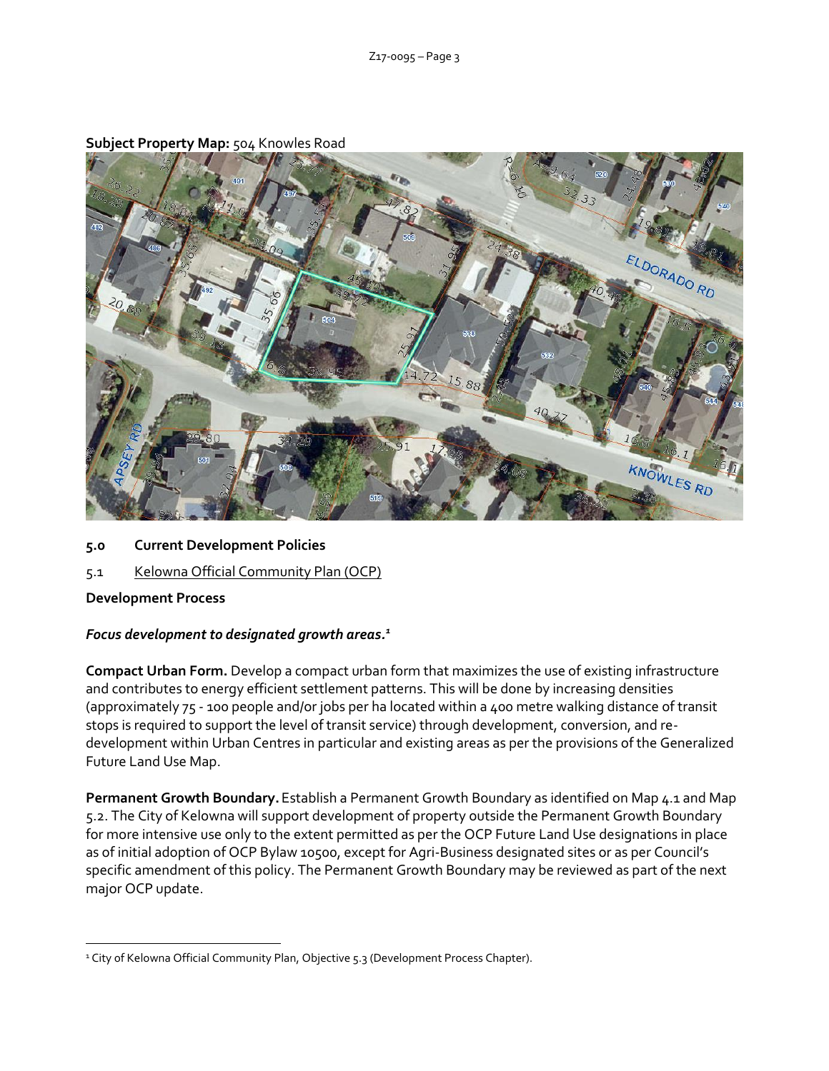**Subject Property Map:** 504 Knowles Road

## 5.0 Current Development Policies

### 5.1 Kelowna Official Community Plan (OCP)

**Development Process**

***Focus development to designated growth areas.***[1]

**Compact Urban Form.** Develop a compact urban form that maximizes the use of existing infrastructure and contributes to energy efficient settlement patterns. This will be done by increasing densities (approximately 75 - 100 people and/or jobs per ha located within a 400 metre walking distance of transit stops is required to support the level of transit service) through development, conversion, and re-development within Urban Centres in particular and existing areas as per the provisions of the Generalized Future Land Use Map.

**Permanent Growth Boundary.** Establish a Permanent Growth Boundary as identified on Map 4.1 and Map 5.2. The City of Kelowna will support development of property outside the Permanent Growth Boundary for more intensive use only to the extent permitted as per the OCP Future Land Use designations in place as of initial adoption of OCP Bylaw 10500, except for Agri-Business designated sites or as per Council's specific amendment of this policy. The Permanent Growth Boundary may be reviewed as part of the next major OCP update.

---

[1] City of Kelowna Official Community Plan, Objective 5.3 (Development Process Chapter).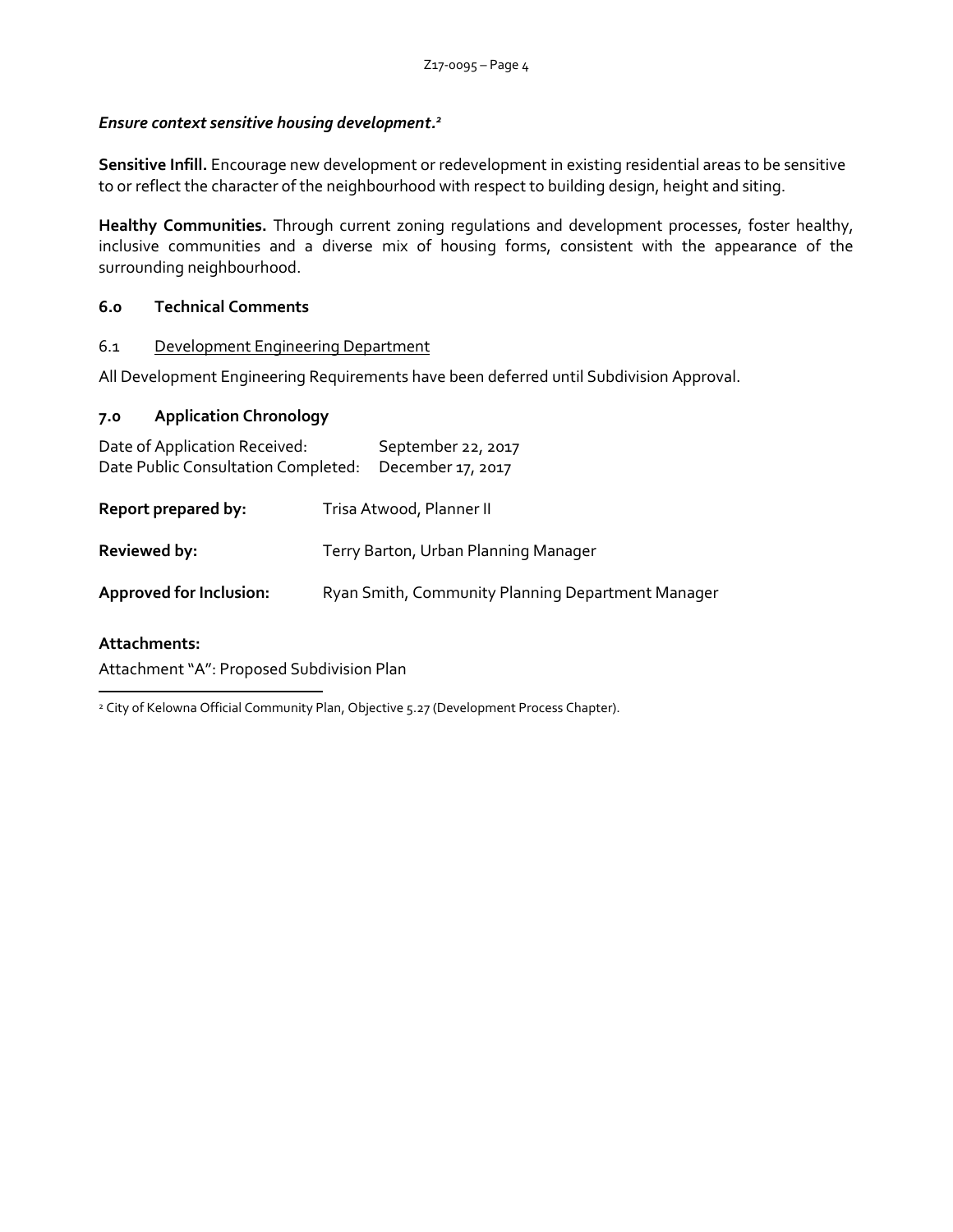*Ensure context sensitive housing development.*[2]

**Sensitive Infill.** Encourage new development or redevelopment in existing residential areas to be sensitive to or reflect the character of the neighbourhood with respect to building design, height and siting.

**Healthy Communities.** Through current zoning regulations and development processes, foster healthy, inclusive communities and a diverse mix of housing forms, consistent with the appearance of the surrounding neighbourhood.

## 6.0 Technical Comments

### 6.1 Development Engineering Department

All Development Engineering Requirements have been deferred until Subdivision Approval.

## 7.0 Application Chronology

Date of Application Received: September 22, 2017
Date Public Consultation Completed: December 17, 2017

**Report prepared by:** Trisa Atwood, Planner II

**Reviewed by:** Terry Barton, Urban Planning Manager

**Approved for Inclusion:** Ryan Smith, Community Planning Department Manager

**Attachments:**

Attachment "A": Proposed Subdivision Plan

[2] City of Kelowna Official Community Plan, Objective 5.27 (Development Process Chapter).